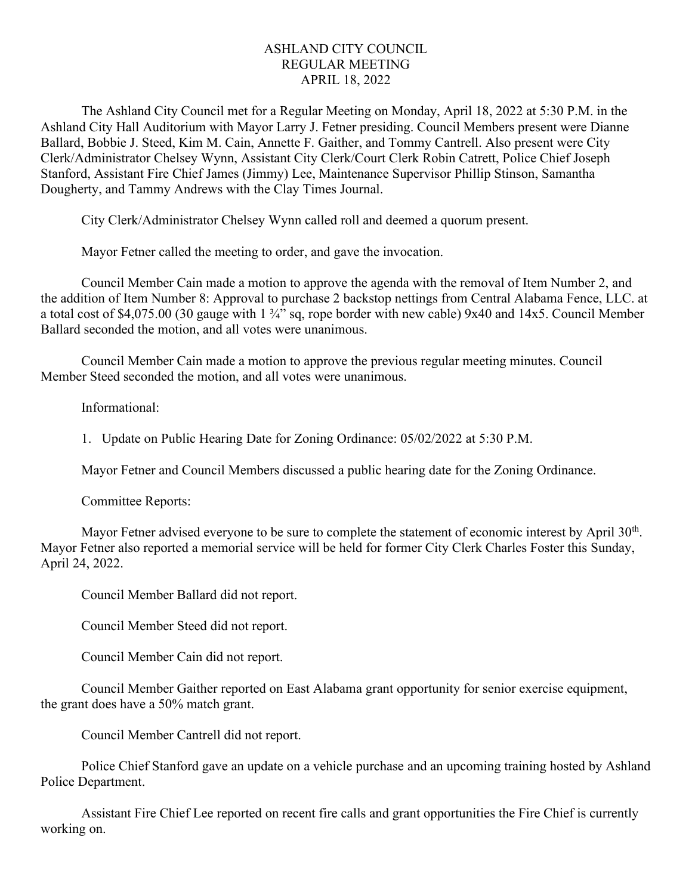# ASHLAND CITY COUNCIL
## REGULAR MEETING
## APRIL 18, 2022

The Ashland City Council met for a Regular Meeting on Monday, April 18, 2022 at 5:30 P.M. in the Ashland City Hall Auditorium with Mayor Larry J. Fetner presiding. Council Members present were Dianne Ballard, Bobbie J. Steed, Kim M. Cain, Annette F. Gaither, and Tommy Cantrell. Also present were City Clerk/Administrator Chelsey Wynn, Assistant City Clerk/Court Clerk Robin Catrett, Police Chief Joseph Stanford, Assistant Fire Chief James (Jimmy) Lee, Maintenance Supervisor Phillip Stinson, Samantha Dougherty, and Tammy Andrews with the Clay Times Journal.

City Clerk/Administrator Chelsey Wynn called roll and deemed a quorum present.

Mayor Fetner called the meeting to order, and gave the invocation.

Council Member Cain made a motion to approve the agenda with the removal of Item Number 2, and the addition of Item Number 8: Approval to purchase 2 backstop nettings from Central Alabama Fence, LLC. at a total cost of $4,075.00 (30 gauge with 1 ¾" sq, rope border with new cable) 9x40 and 14x5. Council Member Ballard seconded the motion, and all votes were unanimous.

Council Member Cain made a motion to approve the previous regular meeting minutes. Council Member Steed seconded the motion, and all votes were unanimous.

Informational:

1. Update on Public Hearing Date for Zoning Ordinance: 05/02/2022 at 5:30 P.M.

Mayor Fetner and Council Members discussed a public hearing date for the Zoning Ordinance.

Committee Reports:

Mayor Fetner advised everyone to be sure to complete the statement of economic interest by April 30th. Mayor Fetner also reported a memorial service will be held for former City Clerk Charles Foster this Sunday, April 24, 2022.

Council Member Ballard did not report.

Council Member Steed did not report.

Council Member Cain did not report.

Council Member Gaither reported on East Alabama grant opportunity for senior exercise equipment, the grant does have a 50% match grant.

Council Member Cantrell did not report.

Police Chief Stanford gave an update on a vehicle purchase and an upcoming training hosted by Ashland Police Department.

Assistant Fire Chief Lee reported on recent fire calls and grant opportunities the Fire Chief is currently working on.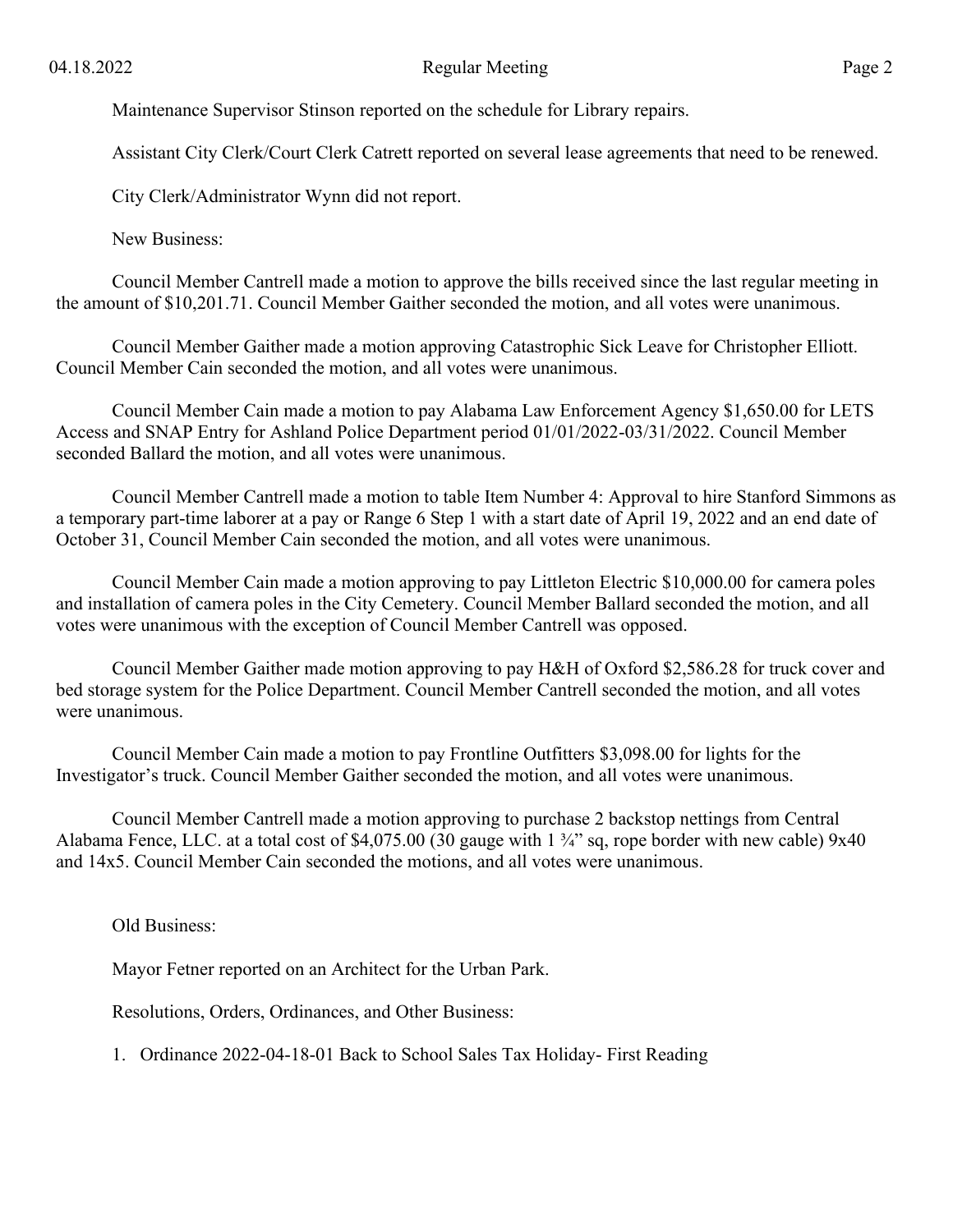Maintenance Supervisor Stinson reported on the schedule for Library repairs.

Assistant City Clerk/Court Clerk Catrett reported on several lease agreements that need to be renewed.

City Clerk/Administrator Wynn did not report.

New Business:

Council Member Cantrell made a motion to approve the bills received since the last regular meeting in the amount of $10,201.71. Council Member Gaither seconded the motion, and all votes were unanimous.

Council Member Gaither made a motion approving Catastrophic Sick Leave for Christopher Elliott. Council Member Cain seconded the motion, and all votes were unanimous.

Council Member Cain made a motion to pay Alabama Law Enforcement Agency $1,650.00 for LETS Access and SNAP Entry for Ashland Police Department period 01/01/2022-03/31/2022. Council Member seconded Ballard the motion, and all votes were unanimous.

Council Member Cantrell made a motion to table Item Number 4: Approval to hire Stanford Simmons as a temporary part-time laborer at a pay or Range 6 Step 1 with a start date of April 19, 2022 and an end date of October 31, Council Member Cain seconded the motion, and all votes were unanimous.

Council Member Cain made a motion approving to pay Littleton Electric $10,000.00 for camera poles and installation of camera poles in the City Cemetery. Council Member Ballard seconded the motion, and all votes were unanimous with the exception of Council Member Cantrell was opposed.

Council Member Gaither made motion approving to pay H&H of Oxford $2,586.28 for truck cover and bed storage system for the Police Department. Council Member Cantrell seconded the motion, and all votes were unanimous.

Council Member Cain made a motion to pay Frontline Outfitters $3,098.00 for lights for the Investigator's truck. Council Member Gaither seconded the motion, and all votes were unanimous.

Council Member Cantrell made a motion approving to purchase 2 backstop nettings from Central Alabama Fence, LLC. at a total cost of $4,075.00 (30 gauge with 1 ¾" sq, rope border with new cable) 9x40 and 14x5. Council Member Cain seconded the motions, and all votes were unanimous.

Old Business:

Mayor Fetner reported on an Architect for the Urban Park.

Resolutions, Orders, Ordinances, and Other Business:

1. Ordinance 2022-04-18-01 Back to School Sales Tax Holiday- First Reading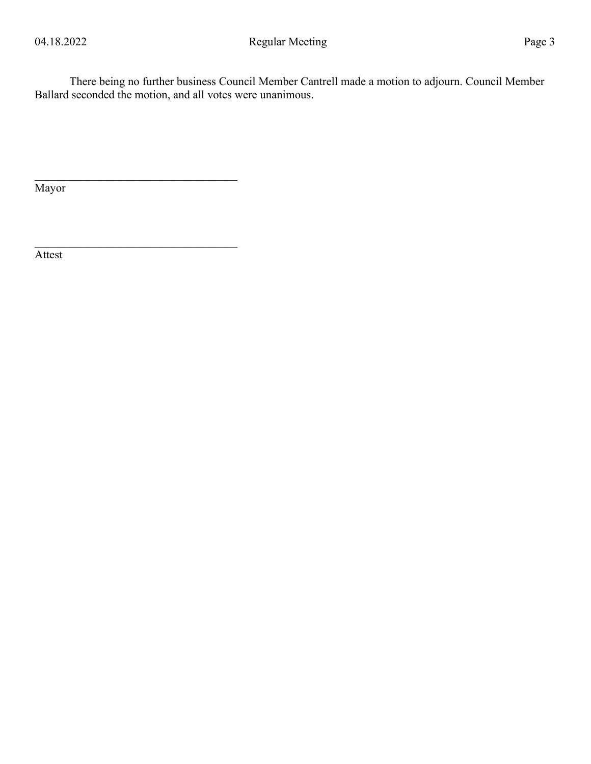There being no further business Council Member Cantrell made a motion to adjourn. Council Member Ballard seconded the motion, and all votes were unanimous.

\_\_\_\_\_\_\_\_\_\_\_\_\_\_\_\_\_\_\_\_\_\_\_\_\_\_\_\_\_\_\_\_\_\_\_\_
Mayor

\_\_\_\_\_\_\_\_\_\_\_\_\_\_\_\_\_\_\_\_\_\_\_\_\_\_\_\_\_\_\_\_\_\_\_\_
Attest